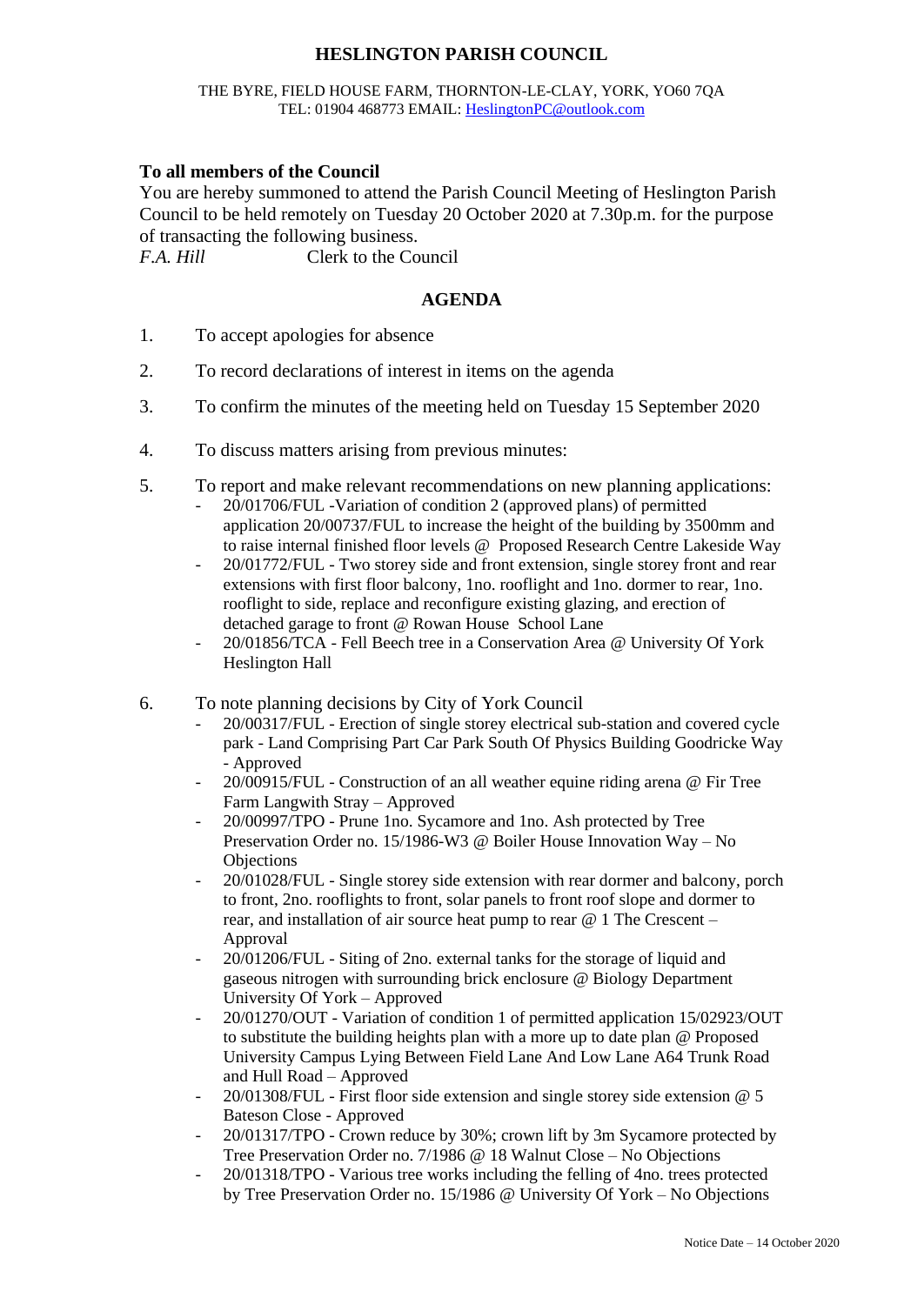# HESLINGTON PARISH COUNCIL

THE BYRE, FIELD HOUSE FARM, THORNTON-LE-CLAY, YORK, YO60 7QA
TEL: 01904 468773 EMAIL: HeslingtonPC@outlook.com

**To all members of the Council**
You are hereby summoned to attend the Parish Council Meeting of Heslington Parish Council to be held remotely on Tuesday 20 October 2020 at 7.30p.m. for the purpose of transacting the following business.
*F.A. Hill* Clerk to the Council

## AGENDA

1. To accept apologies for absence

2. To record declarations of interest in items on the agenda

3. To confirm the minutes of the meeting held on Tuesday 15 September 2020

4. To discuss matters arising from previous minutes:

5. To report and make relevant recommendations on new planning applications:
   - 20/01706/FUL -Variation of condition 2 (approved plans) of permitted application 20/00737/FUL to increase the height of the building by 3500mm and to raise internal finished floor levels @ Proposed Research Centre Lakeside Way
   - 20/01772/FUL - Two storey side and front extension, single storey front and rear extensions with first floor balcony, 1no. rooflight and 1no. dormer to rear, 1no. rooflight to side, replace and reconfigure existing glazing, and erection of detached garage to front @ Rowan House School Lane
   - 20/01856/TCA - Fell Beech tree in a Conservation Area @ University Of York Heslington Hall

6. To note planning decisions by City of York Council
   - 20/00317/FUL - Erection of single storey electrical sub-station and covered cycle park - Land Comprising Part Car Park South Of Physics Building Goodricke Way - Approved
   - 20/00915/FUL - Construction of an all weather equine riding arena @ Fir Tree Farm Langwith Stray – Approved
   - 20/00997/TPO - Prune 1no. Sycamore and 1no. Ash protected by Tree Preservation Order no. 15/1986-W3 @ Boiler House Innovation Way – No Objections
   - 20/01028/FUL - Single storey side extension with rear dormer and balcony, porch to front, 2no. rooflights to front, solar panels to front roof slope and dormer to rear, and installation of air source heat pump to rear @ 1 The Crescent – Approval
   - 20/01206/FUL - Siting of 2no. external tanks for the storage of liquid and gaseous nitrogen with surrounding brick enclosure @ Biology Department University Of York – Approved
   - 20/01270/OUT - Variation of condition 1 of permitted application 15/02923/OUT to substitute the building heights plan with a more up to date plan @ Proposed University Campus Lying Between Field Lane And Low Lane A64 Trunk Road and Hull Road – Approved
   - 20/01308/FUL - First floor side extension and single storey side extension @ 5 Bateson Close - Approved
   - 20/01317/TPO - Crown reduce by 30%; crown lift by 3m Sycamore protected by Tree Preservation Order no. 7/1986 @ 18 Walnut Close – No Objections
   - 20/01318/TPO - Various tree works including the felling of 4no. trees protected by Tree Preservation Order no. 15/1986 @ University Of York – No Objections

Notice Date – 14 October 2020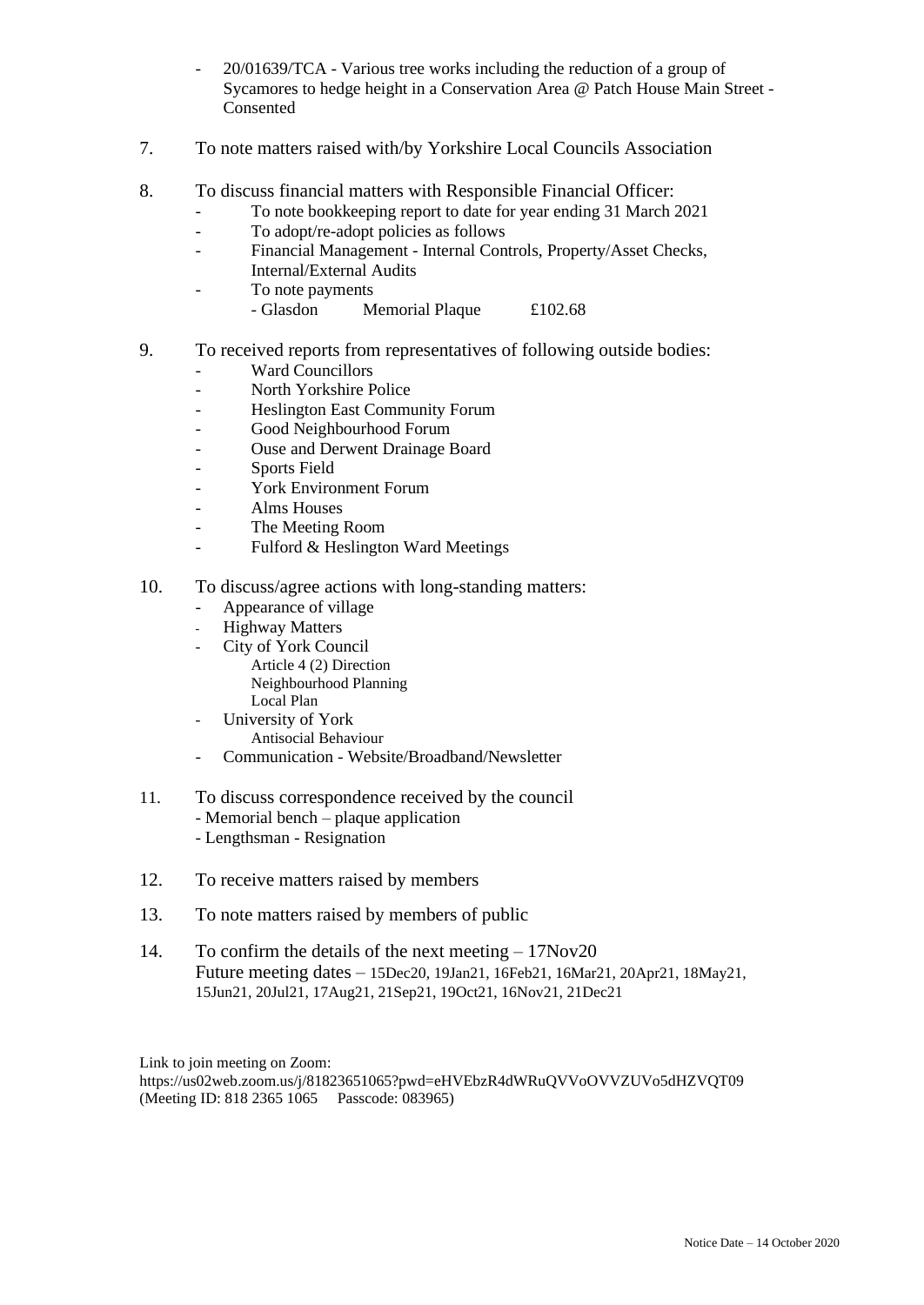- 20/01639/TCA - Various tree works including the reduction of a group of Sycamores to hedge height in a Conservation Area @ Patch House Main Street - Consented

7. To note matters raised with/by Yorkshire Local Councils Association

8. To discuss financial matters with Responsible Financial Officer:
   - To note bookkeeping report to date for year ending 31 March 2021
   - To adopt/re-adopt policies as follows
   - Financial Management - Internal Controls, Property/Asset Checks, Internal/External Audits
   - To note payments
     - Glasdon Memorial Plaque £102.68

9. To received reports from representatives of following outside bodies:
   - Ward Councillors
   - North Yorkshire Police
   - Heslington East Community Forum
   - Good Neighbourhood Forum
   - Ouse and Derwent Drainage Board
   - Sports Field
   - York Environment Forum
   - Alms Houses
   - The Meeting Room
   - Fulford & Heslington Ward Meetings

10. To discuss/agree actions with long-standing matters:
    - Appearance of village
    - Highway Matters
    - City of York Council
      - Article 4 (2) Direction
      - Neighbourhood Planning
      - Local Plan
    - University of York
      - Antisocial Behaviour
    - Communication - Website/Broadband/Newsletter

11. To discuss correspondence received by the council
    - Memorial bench – plaque application
    - Lengthsman - Resignation

12. To receive matters raised by members

13. To note matters raised by members of public

14. To confirm the details of the next meeting – 17Nov20
    Future meeting dates – 15Dec20, 19Jan21, 16Feb21, 16Mar21, 20Apr21, 18May21, 15Jun21, 20Jul21, 17Aug21, 21Sep21, 19Oct21, 16Nov21, 21Dec21

Link to join meeting on Zoom:
https://us02web.zoom.us/j/81823651065?pwd=eHVEbzR4dWRuQVVoOVVZUVo5dHZVQT09
(Meeting ID: 818 2365 1065 Passcode: 083965)

Notice Date – 14 October 2020